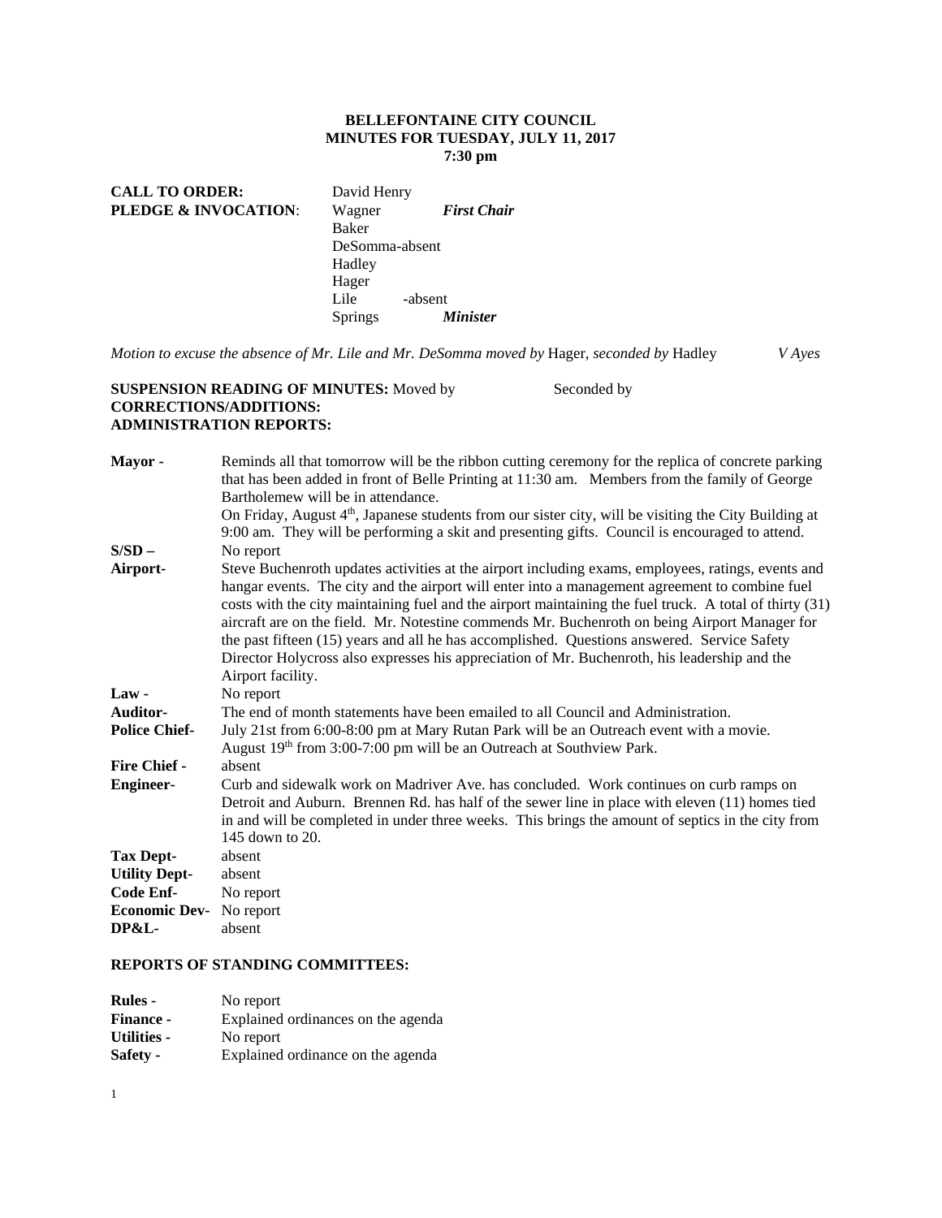**BELLEFONTAINE CITY COUNCIL**
**MINUTES FOR TUESDAY, JULY 11, 2017**
**7:30 pm**

**CALL TO ORDER:** David Henry
**PLEDGE & INVOCATION**: Wagner ***First Chair***

Baker
DeSomma-absent
Hadley
Hager
Lile -absent
Springs ***Minister***

*Motion to excuse the absence of Mr. Lile and Mr. DeSomma moved by* Hager, *seconded by* Hadley *V Ayes*

**SUSPENSION READING OF MINUTES:** Moved by Seconded by
**CORRECTIONS/ADDITIONS:**
**ADMINISTRATION REPORTS:**

**Mayor -** Reminds all that tomorrow will be the ribbon cutting ceremony for the replica of concrete parking that has been added in front of Belle Printing at 11:30 am. Members from the family of George Bartholemew will be in attendance.
On Friday, August 4th, Japanese students from our sister city, will be visiting the City Building at 9:00 am. They will be performing a skit and presenting gifts. Council is encouraged to attend.

**S/SD –** No report

**Airport-** Steve Buchenroth updates activities at the airport including exams, employees, ratings, events and hangar events. The city and the airport will enter into a management agreement to combine fuel costs with the city maintaining fuel and the airport maintaining the fuel truck. A total of thirty (31) aircraft are on the field. Mr. Notestine commends Mr. Buchenroth on being Airport Manager for the past fifteen (15) years and all he has accomplished. Questions answered. Service Safety Director Holycross also expresses his appreciation of Mr. Buchenroth, his leadership and the Airport facility.

**Law -** No report

**Auditor-** The end of month statements have been emailed to all Council and Administration.

**Police Chief-** July 21st from 6:00-8:00 pm at Mary Rutan Park will be an Outreach event with a movie.
August 19th from 3:00-7:00 pm will be an Outreach at Southview Park.

**Fire Chief -** absent

**Engineer-** Curb and sidewalk work on Madriver Ave. has concluded. Work continues on curb ramps on Detroit and Auburn. Brennen Rd. has half of the sewer line in place with eleven (11) homes tied in and will be completed in under three weeks. This brings the amount of septics in the city from 145 down to 20.

**Tax Dept-** absent

**Utility Dept-** absent

**Code Enf-** No report

**Economic Dev-** No report

**DP&L-** absent

**REPORTS OF STANDING COMMITTEES:**

**Rules -** No report

**Finance -** Explained ordinances on the agenda

**Utilities -** No report

**Safety -** Explained ordinance on the agenda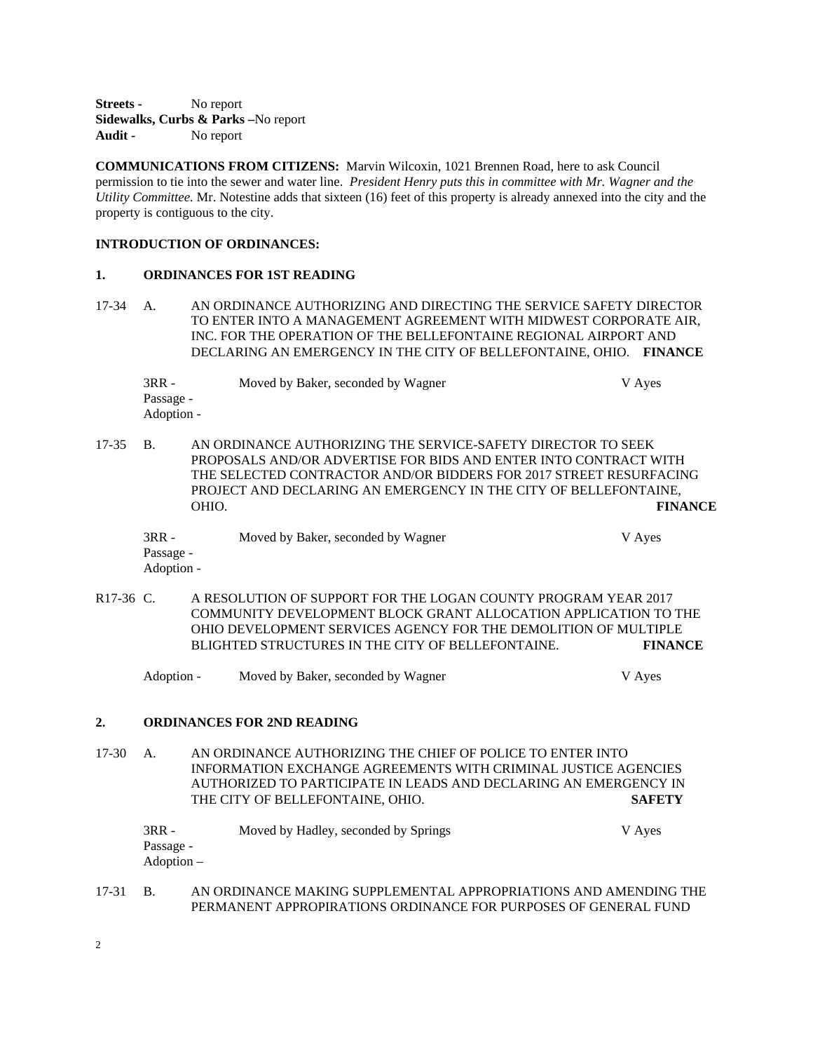**Streets -** No report
**Sidewalks, Curbs & Parks –**No report
**Audit -** No report

**COMMUNICATIONS FROM CITIZENS:** Marvin Wilcoxin, 1021 Brennen Road, here to ask Council permission to tie into the sewer and water line. *President Henry puts this in committee with Mr. Wagner and the Utility Committee.* Mr. Notestine adds that sixteen (16) feet of this property is already annexed into the city and the property is contiguous to the city.

**INTRODUCTION OF ORDINANCES:**

**1. ORDINANCES FOR 1ST READING**

17-34 A. AN ORDINANCE AUTHORIZING AND DIRECTING THE SERVICE SAFETY DIRECTOR TO ENTER INTO A MANAGEMENT AGREEMENT WITH MIDWEST CORPORATE AIR, INC. FOR THE OPERATION OF THE BELLEFONTAINE REGIONAL AIRPORT AND DECLARING AN EMERGENCY IN THE CITY OF BELLEFONTAINE, OHIO. **FINANCE**

3RR - Moved by Baker, seconded by Wagner V Ayes
Passage -
Adoption -

17-35 B. AN ORDINANCE AUTHORIZING THE SERVICE-SAFETY DIRECTOR TO SEEK PROPOSALS AND/OR ADVERTISE FOR BIDS AND ENTER INTO CONTRACT WITH THE SELECTED CONTRACTOR AND/OR BIDDERS FOR 2017 STREET RESURFACING PROJECT AND DECLARING AN EMERGENCY IN THE CITY OF BELLEFONTAINE, OHIO. **FINANCE**

3RR - Moved by Baker, seconded by Wagner V Ayes
Passage -
Adoption -

R17-36 C. A RESOLUTION OF SUPPORT FOR THE LOGAN COUNTY PROGRAM YEAR 2017 COMMUNITY DEVELOPMENT BLOCK GRANT ALLOCATION APPLICATION TO THE OHIO DEVELOPMENT SERVICES AGENCY FOR THE DEMOLITION OF MULTIPLE BLIGHTED STRUCTURES IN THE CITY OF BELLEFONTAINE. **FINANCE**

Adoption - Moved by Baker, seconded by Wagner V Ayes

**2. ORDINANCES FOR 2ND READING**

17-30 A. AN ORDINANCE AUTHORIZING THE CHIEF OF POLICE TO ENTER INTO INFORMATION EXCHANGE AGREEMENTS WITH CRIMINAL JUSTICE AGENCIES AUTHORIZED TO PARTICIPATE IN LEADS AND DECLARING AN EMERGENCY IN THE CITY OF BELLEFONTAINE, OHIO. **SAFETY**

3RR - Moved by Hadley, seconded by Springs V Ayes
Passage -
Adoption –

17-31 B. AN ORDINANCE MAKING SUPPLEMENTAL APPROPRIATIONS AND AMENDING THE PERMANENT APPROPIRATIONS ORDINANCE FOR PURPOSES OF GENERAL FUND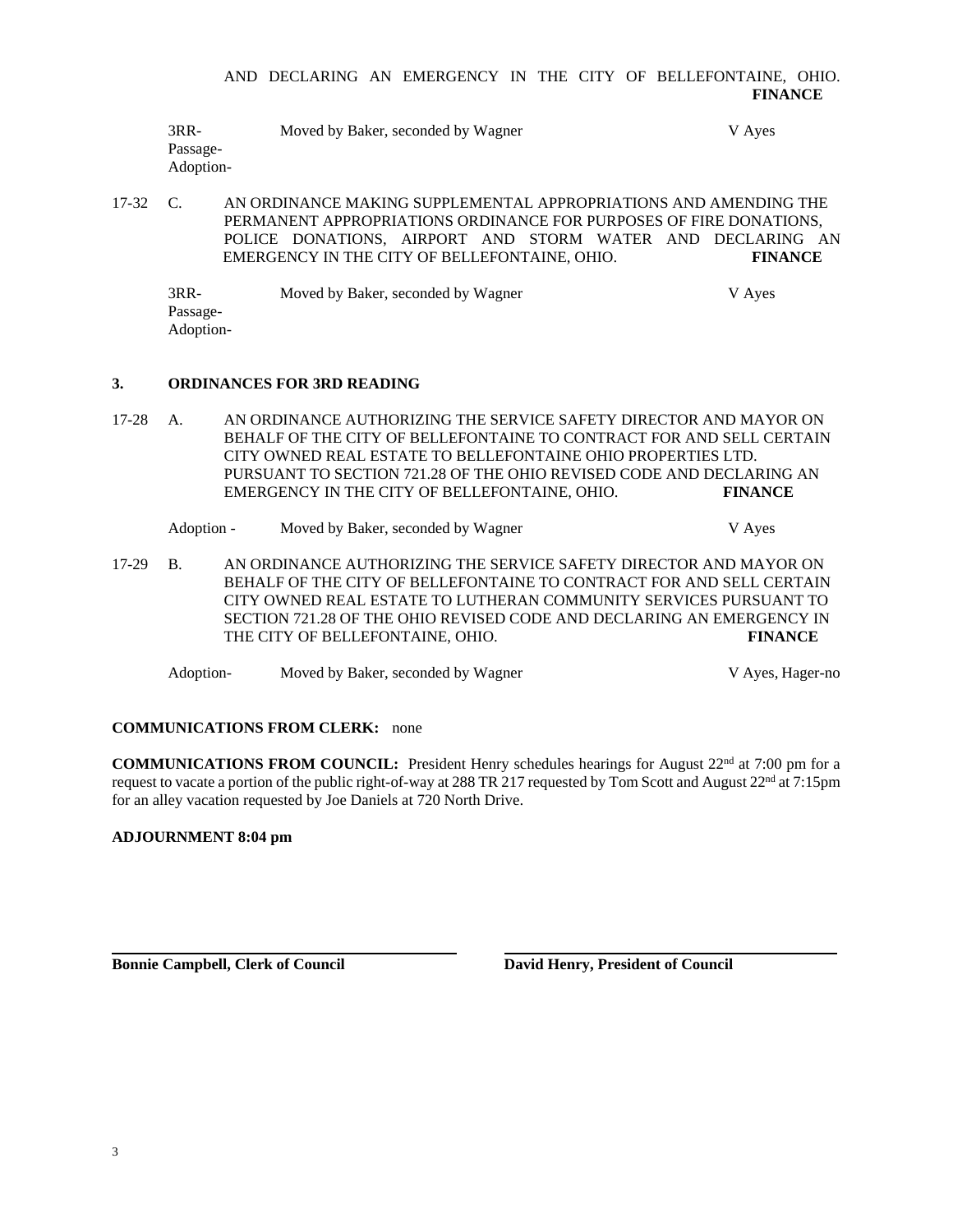AND DECLARING AN EMERGENCY IN THE CITY OF BELLEFONTAINE, OHIO. **FINANCE**

3RR-
Passage-
Adoption- Moved by Baker, seconded by Wagner V Ayes

17-32 C. AN ORDINANCE MAKING SUPPLEMENTAL APPROPRIATIONS AND AMENDING THE PERMANENT APPROPRIATIONS ORDINANCE FOR PURPOSES OF FIRE DONATIONS, POLICE DONATIONS, AIRPORT AND STORM WATER AND DECLARING AN EMERGENCY IN THE CITY OF BELLEFONTAINE, OHIO. **FINANCE**

3RR-
Passage-
Adoption- Moved by Baker, seconded by Wagner V Ayes

**3. ORDINANCES FOR 3RD READING**

17-28 A. AN ORDINANCE AUTHORIZING THE SERVICE SAFETY DIRECTOR AND MAYOR ON BEHALF OF THE CITY OF BELLEFONTAINE TO CONTRACT FOR AND SELL CERTAIN CITY OWNED REAL ESTATE TO BELLEFONTAINE OHIO PROPERTIES LTD. PURSUANT TO SECTION 721.28 OF THE OHIO REVISED CODE AND DECLARING AN EMERGENCY IN THE CITY OF BELLEFONTAINE, OHIO. **FINANCE**

Adoption - Moved by Baker, seconded by Wagner V Ayes

17-29 B. AN ORDINANCE AUTHORIZING THE SERVICE SAFETY DIRECTOR AND MAYOR ON BEHALF OF THE CITY OF BELLEFONTAINE TO CONTRACT FOR AND SELL CERTAIN CITY OWNED REAL ESTATE TO LUTHERAN COMMUNITY SERVICES PURSUANT TO SECTION 721.28 OF THE OHIO REVISED CODE AND DECLARING AN EMERGENCY IN THE CITY OF BELLEFONTAINE, OHIO. **FINANCE**

Adoption- Moved by Baker, seconded by Wagner V Ayes, Hager-no

**COMMUNICATIONS FROM CLERK:** none

**COMMUNICATIONS FROM COUNCIL:** President Henry schedules hearings for August 22nd at 7:00 pm for a request to vacate a portion of the public right-of-way at 288 TR 217 requested by Tom Scott and August 22nd at 7:15pm for an alley vacation requested by Joe Daniels at 720 North Drive.

**ADJOURNMENT 8:04 pm**

**Bonnie Campbell, Clerk of Council** **David Henry, President of Council**